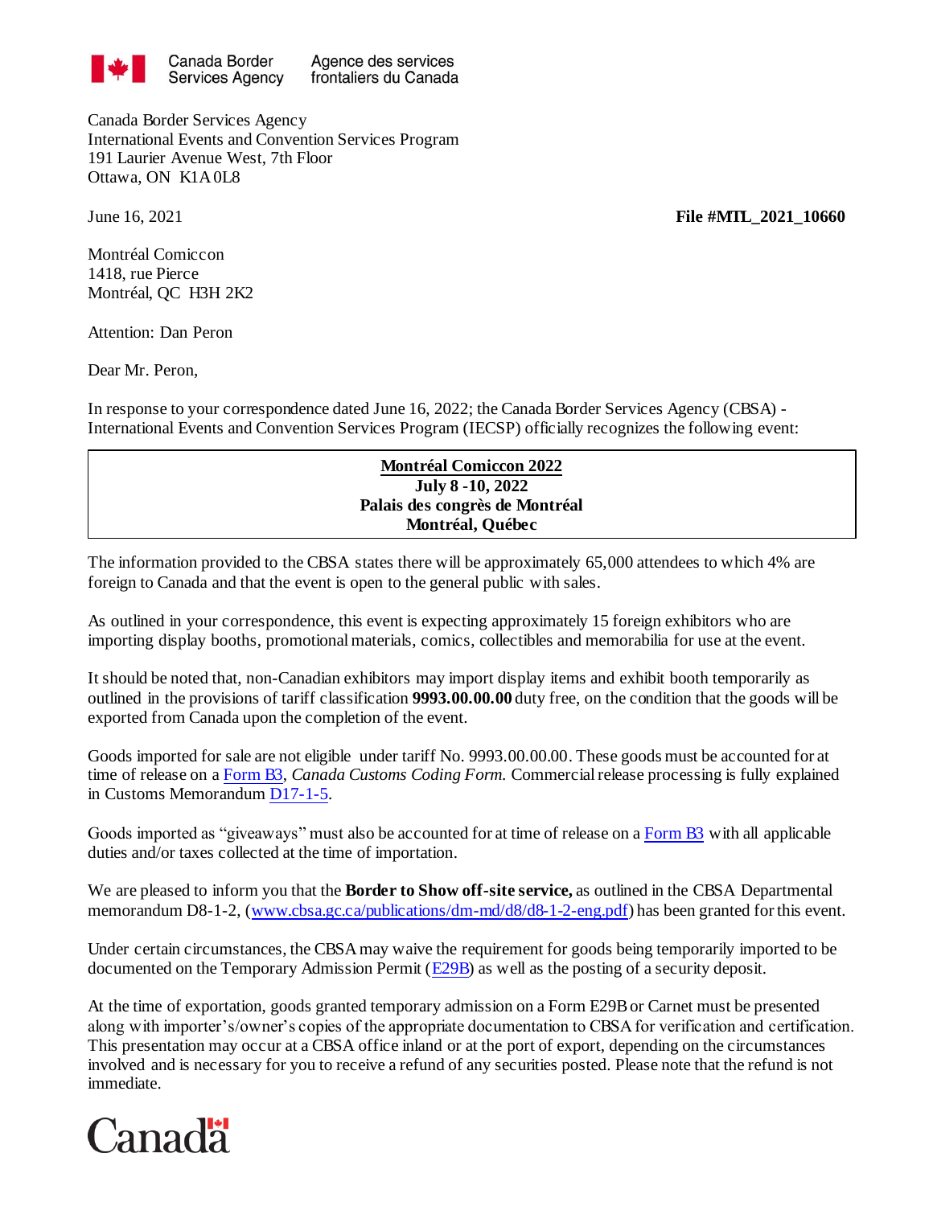Canada Border Services Agency | Agence des services frontaliers du Canada

Canada Border Services Agency
International Events and Convention Services Program
191 Laurier Avenue West, 7th Floor
Ottawa, ON K1A 0L8

June 16, 2021 **File #MTL_2021_10660**

Montréal Comiccon
1418, rue Pierce
Montréal, QC H3H 2K2

Attention: Dan Peron

Dear Mr. Peron,

In response to your correspondence dated June 16, 2022; the Canada Border Services Agency (CBSA) - International Events and Convention Services Program (IECSP) officially recognizes the following event:

| **<u>Montréal Comiccon 2022</u>**<br>**July 8 -10, 2022**<br>**Palais des congrès de Montréal**<br>**Montréal, Québec** |
|---|

The information provided to the CBSA states there will be approximately 65,000 attendees to which 4% are foreign to Canada and that the event is open to the general public with sales.

As outlined in your correspondence, this event is expecting approximately 15 foreign exhibitors who are importing display booths, promotional materials, comics, collectibles and memorabilia for use at the event.

It should be noted that, non-Canadian exhibitors may import display items and exhibit booth temporarily as outlined in the provisions of tariff classification **9993.00.00.00** duty free, on the condition that the goods will be exported from Canada upon the completion of the event.

Goods imported for sale are not eligible under tariff No. 9993.00.00.00. These goods must be accounted for at time of release on a Form B3, *Canada Customs Coding Form.* Commercial release processing is fully explained in Customs Memorandum D17-1-5.

Goods imported as "giveaways" must also be accounted for at time of release on a Form B3 with all applicable duties and/or taxes collected at the time of importation.

We are pleased to inform you that the **Border to Show off-site service,** as outlined in the CBSA Departmental memorandum D8-1-2, (www.cbsa.gc.ca/publications/dm-md/d8/d8-1-2-eng.pdf) has been granted for this event.

Under certain circumstances, the CBSA may waive the requirement for goods being temporarily imported to be documented on the Temporary Admission Permit (E29B) as well as the posting of a security deposit.

At the time of exportation, goods granted temporary admission on a Form E29B or Carnet must be presented along with importer's/owner's copies of the appropriate documentation to CBSA for verification and certification. This presentation may occur at a CBSA office inland or at the port of export, depending on the circumstances involved and is necessary for you to receive a refund of any securities posted. Please note that the refund is not immediate.

Canada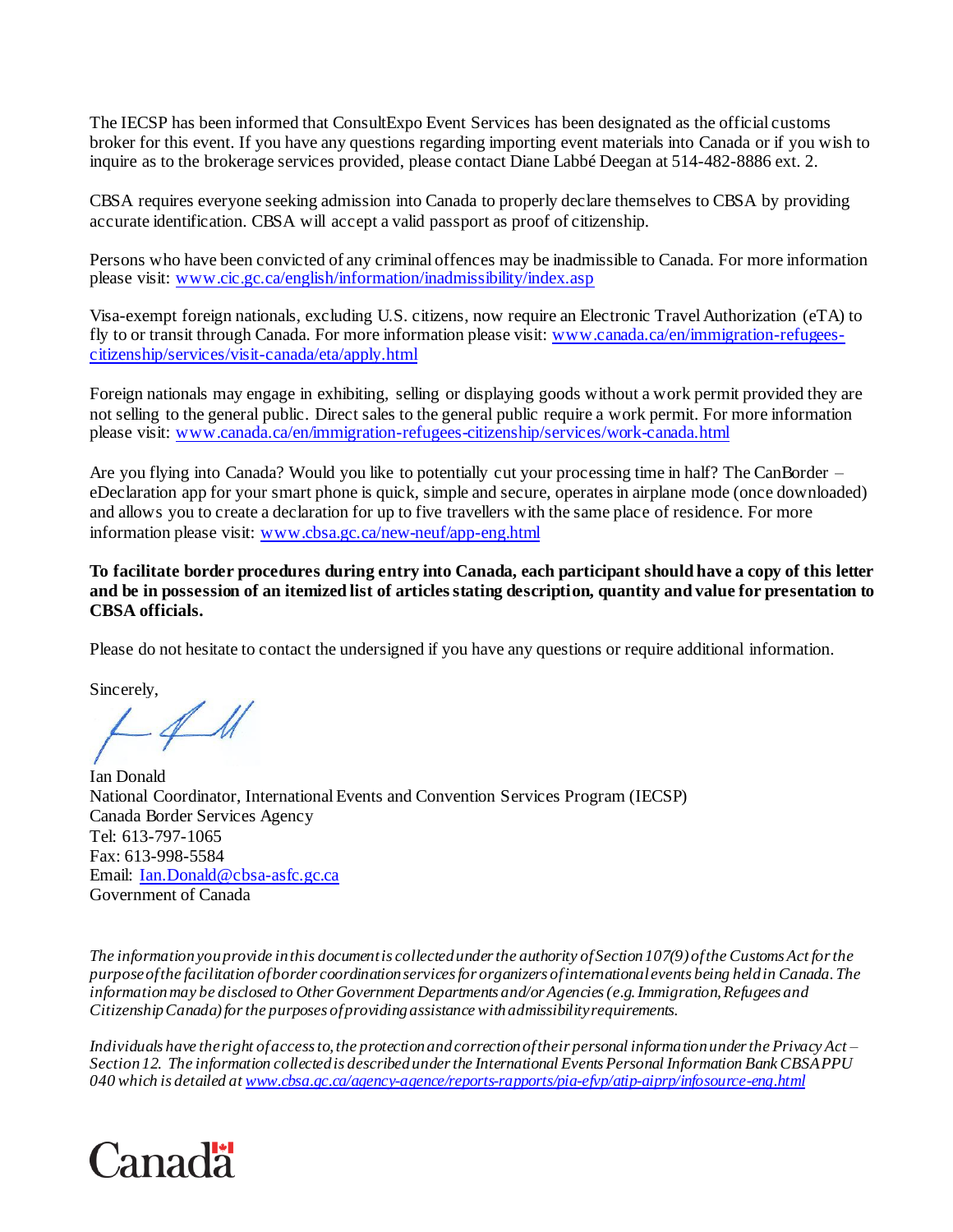The IECSP has been informed that ConsultExpo Event Services has been designated as the official customs broker for this event. If you have any questions regarding importing event materials into Canada or if you wish to inquire as to the brokerage services provided, please contact Diane Labbé Deegan at 514-482-8886 ext. 2.

CBSA requires everyone seeking admission into Canada to properly declare themselves to CBSA by providing accurate identification. CBSA will accept a valid passport as proof of citizenship.

Persons who have been convicted of any criminal offences may be inadmissible to Canada. For more information please visit: www.cic.gc.ca/english/information/inadmissibility/index.asp

Visa-exempt foreign nationals, excluding U.S. citizens, now require an Electronic Travel Authorization (eTA) to fly to or transit through Canada. For more information please visit: www.canada.ca/en/immigration-refugees-citizenship/services/visit-canada/eta/apply.html

Foreign nationals may engage in exhibiting, selling or displaying goods without a work permit provided they are not selling to the general public. Direct sales to the general public require a work permit. For more information please visit: www.canada.ca/en/immigration-refugees-citizenship/services/work-canada.html

Are you flying into Canada? Would you like to potentially cut your processing time in half? The CanBorder – eDeclaration app for your smart phone is quick, simple and secure, operates in airplane mode (once downloaded) and allows you to create a declaration for up to five travellers with the same place of residence. For more information please visit: www.cbsa.gc.ca/new-neuf/app-eng.html

**To facilitate border procedures during entry into Canada, each participant should have a copy of this letter and be in possession of an itemized list of articles stating description, quantity and value for presentation to CBSA officials.**

Please do not hesitate to contact the undersigned if you have any questions or require additional information.

Sincerely,

Ian Donald
National Coordinator, International Events and Convention Services Program (IECSP)
Canada Border Services Agency
Tel: 613-797-1065
Fax: 613-998-5584
Email: Ian.Donald@cbsa-asfc.gc.ca
Government of Canada

*The information you provide in this document is collected under the authority of Section 107(9) of the Customs Act for the purpose of the facilitation of border coordination services for organizers of international events being held in Canada. The information may be disclosed to Other Government Departments and/or Agencies (e.g. Immigration, Refugees and Citizenship Canada) for the purposes of providing assistance with admissibility requirements.*

*Individuals have the right of access to, the protection and correction of their personal information under the Privacy Act – Section 12. The information collected is described under the International Events Personal Information Bank CBSA PPU 040 which is detailed at www.cbsa.gc.ca/agency-agence/reports-rapports/pia-efvp/atip-aiprp/infosource-eng.html*

Canada